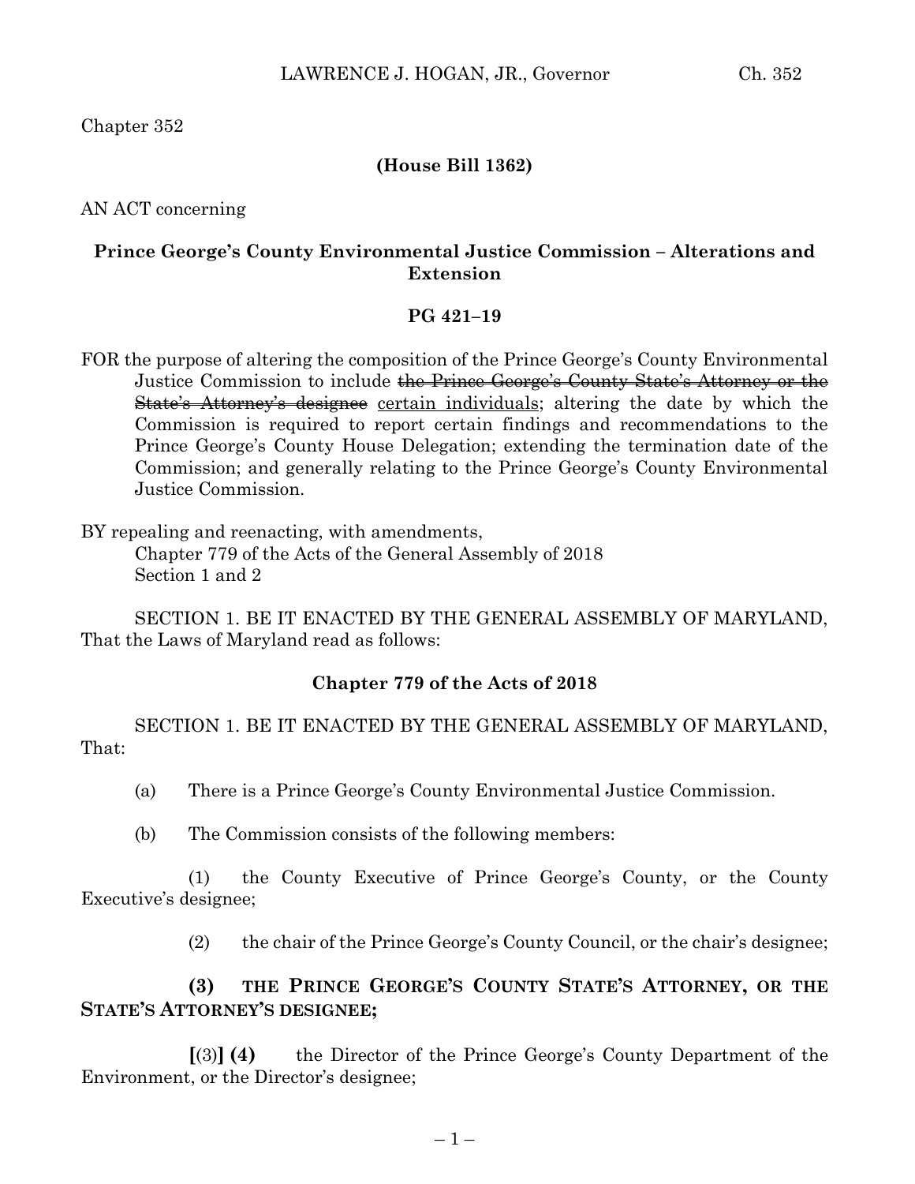Chapter 352

**(House Bill 1362)**

AN ACT concerning

**Prince George's County Environmental Justice Commission – Alterations and Extension**

**PG 421–19**

FOR the purpose of altering the composition of the Prince George's County Environmental Justice Commission to include ~~the Prince George's County State's Attorney or the State's Attorney's designee~~ <u>certain individuals</u>; altering the date by which the Commission is required to report certain findings and recommendations to the Prince George's County House Delegation; extending the termination date of the Commission; and generally relating to the Prince George's County Environmental Justice Commission.

BY repealing and reenacting, with amendments,
Chapter 779 of the Acts of the General Assembly of 2018
Section 1 and 2

SECTION 1. BE IT ENACTED BY THE GENERAL ASSEMBLY OF MARYLAND, That the Laws of Maryland read as follows:

**Chapter 779 of the Acts of 2018**

SECTION 1. BE IT ENACTED BY THE GENERAL ASSEMBLY OF MARYLAND, That:

(a) There is a Prince George's County Environmental Justice Commission.

(b) The Commission consists of the following members:

(1) the County Executive of Prince George's County, or the County Executive's designee;

(2) the chair of the Prince George's County Council, or the chair's designee;

**(3) THE PRINCE GEORGE'S COUNTY STATE'S ATTORNEY, OR THE STATE'S ATTORNEY'S DESIGNEE;**

**[**(3)**] (4)** the Director of the Prince George's County Department of the Environment, or the Director's designee;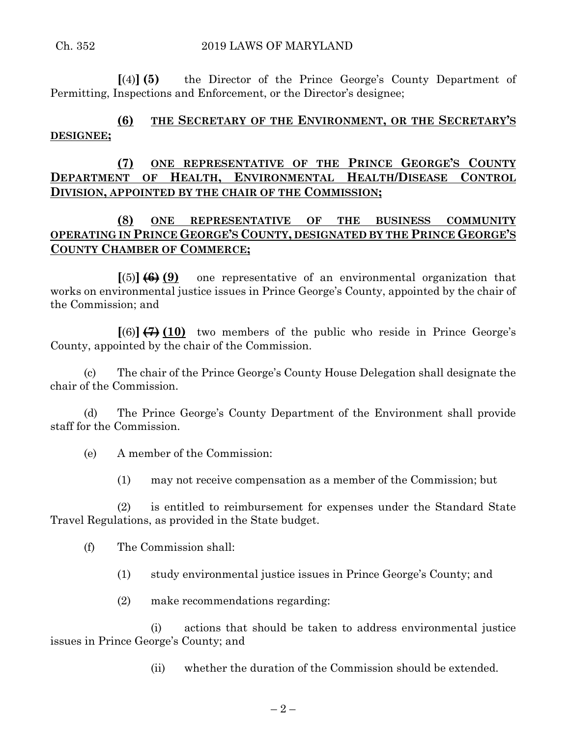**[**(4)**] (5)** the Director of the Prince George's County Department of Permitting, Inspections and Enforcement, or the Director's designee;

<u>**(6) THE SECRETARY OF THE ENVIRONMENT, OR THE SECRETARY'S DESIGNEE;**</u>

<u>**(7) ONE REPRESENTATIVE OF THE PRINCE GEORGE'S COUNTY DEPARTMENT OF HEALTH, ENVIRONMENTAL HEALTH/DISEASE CONTROL DIVISION, APPOINTED BY THE CHAIR OF THE COMMISSION;**</u>

<u>**(8) ONE REPRESENTATIVE OF THE BUSINESS COMMUNITY OPERATING IN PRINCE GEORGE'S COUNTY, DESIGNATED BY THE PRINCE GEORGE'S COUNTY CHAMBER OF COMMERCE;**</u>

**[**(5)**]** ~~**(6)**~~ <u>**(9)**</u> one representative of an environmental organization that works on environmental justice issues in Prince George's County, appointed by the chair of the Commission; and

**[**(6)**]** ~~**(7)**~~ <u>**(10)**</u> two members of the public who reside in Prince George's County, appointed by the chair of the Commission.

(c) The chair of the Prince George's County House Delegation shall designate the chair of the Commission.

(d) The Prince George's County Department of the Environment shall provide staff for the Commission.

(e) A member of the Commission:

(1) may not receive compensation as a member of the Commission; but

(2) is entitled to reimbursement for expenses under the Standard State Travel Regulations, as provided in the State budget.

(f) The Commission shall:

(1) study environmental justice issues in Prince George's County; and

(2) make recommendations regarding:

(i) actions that should be taken to address environmental justice issues in Prince George's County; and

(ii) whether the duration of the Commission should be extended.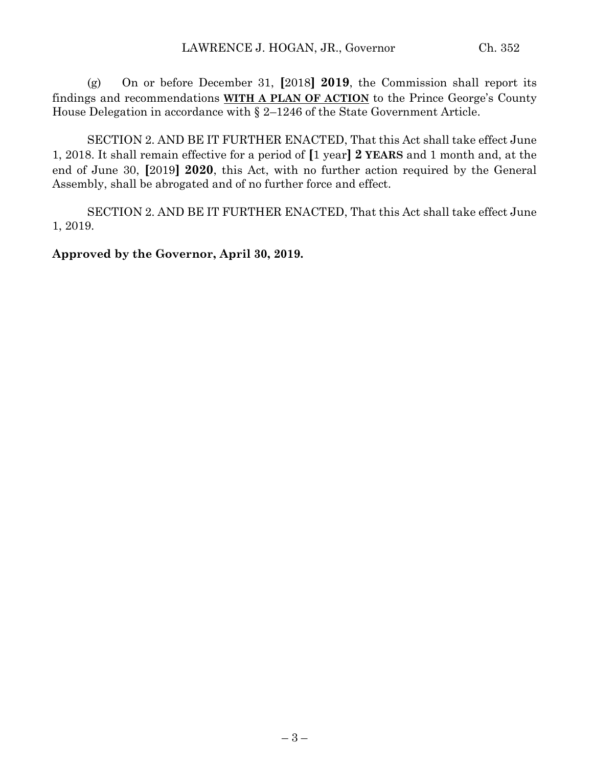(g) On or before December 31, **[**2018**] 2019**, the Commission shall report its findings and recommendations **WITH A PLAN OF ACTION** to the Prince George's County House Delegation in accordance with § 2–1246 of the State Government Article.

SECTION 2. AND BE IT FURTHER ENACTED, That this Act shall take effect June 1, 2018. It shall remain effective for a period of **[**1 year**] 2 YEARS** and 1 month and, at the end of June 30, **[**2019**] 2020**, this Act, with no further action required by the General Assembly, shall be abrogated and of no further force and effect.

SECTION 2. AND BE IT FURTHER ENACTED, That this Act shall take effect June 1, 2019.

**Approved by the Governor, April 30, 2019.**